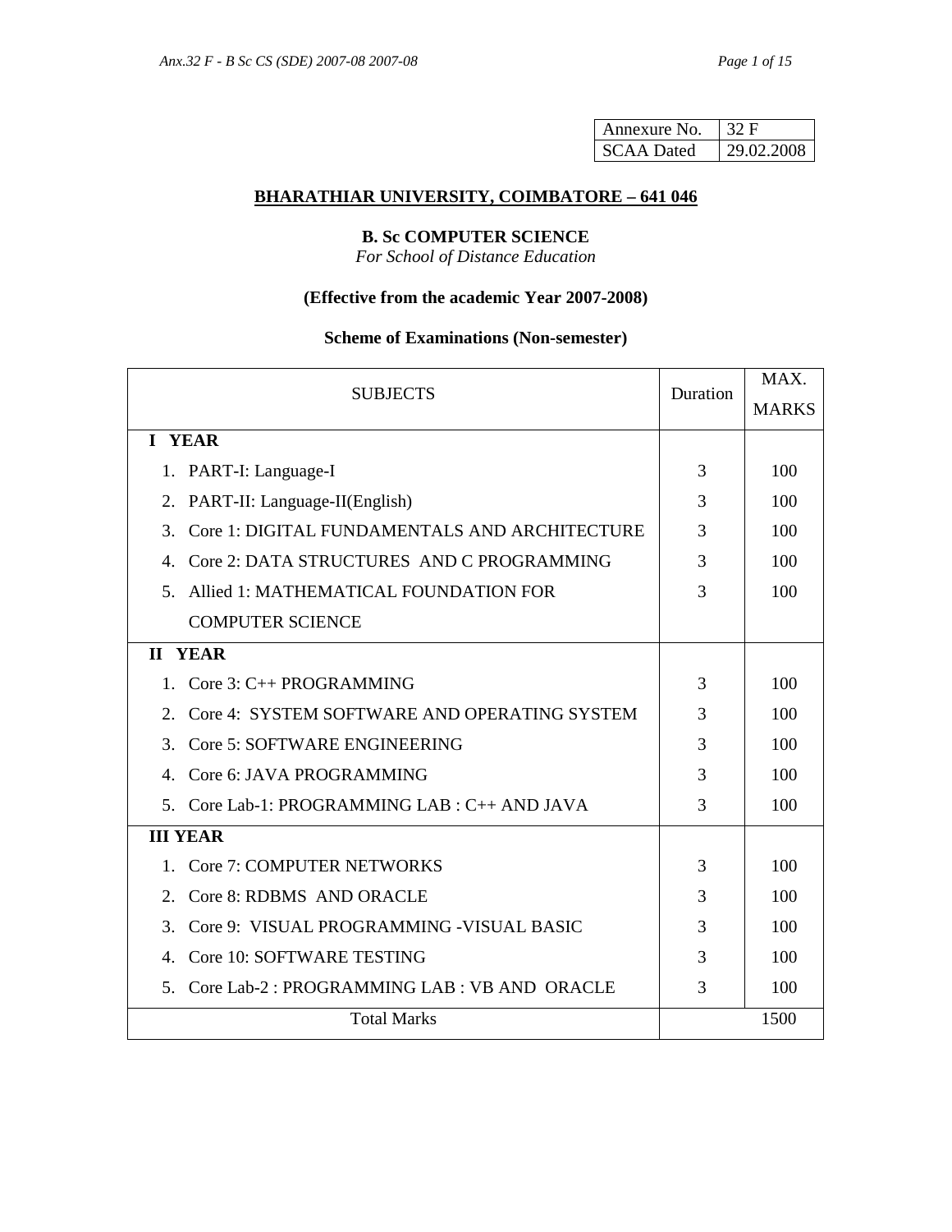| Annexure No. | 32 F |
|---|---|
| SCAA Dated | 29.02.2008 |

# BHARATHIAR UNIVERSITY, COIMBATORE – 641 046

## B. Sc COMPUTER SCIENCE

*For School of Distance Education*

### (Effective from the academic Year 2007-2008)

### Scheme of Examinations (Non-semester)

| SUBJECTS | Duration | MAX. MARKS |
|---|---|---|
| **I YEAR** | | |
| 1. PART-I: Language-I | 3 | 100 |
| 2. PART-II: Language-II(English) | 3 | 100 |
| 3. Core 1: DIGITAL FUNDAMENTALS AND ARCHITECTURE | 3 | 100 |
| 4. Core 2: DATA STRUCTURES AND C PROGRAMMING | 3 | 100 |
| 5. Allied 1: MATHEMATICAL FOUNDATION FOR COMPUTER SCIENCE | 3 | 100 |
| **II YEAR** | | |
| 1. Core 3: C++ PROGRAMMING | 3 | 100 |
| 2. Core 4: SYSTEM SOFTWARE AND OPERATING SYSTEM | 3 | 100 |
| 3. Core 5: SOFTWARE ENGINEERING | 3 | 100 |
| 4. Core 6: JAVA PROGRAMMING | 3 | 100 |
| 5. Core Lab-1: PROGRAMMING LAB : C++ AND JAVA | 3 | 100 |
| **III YEAR** | | |
| 1. Core 7: COMPUTER NETWORKS | 3 | 100 |
| 2. Core 8: RDBMS AND ORACLE | 3 | 100 |
| 3. Core 9: VISUAL PROGRAMMING -VISUAL BASIC | 3 | 100 |
| 4. Core 10: SOFTWARE TESTING | 3 | 100 |
| 5. Core Lab-2 : PROGRAMMING LAB : VB AND ORACLE | 3 | 100 |
| Total Marks | | 1500 |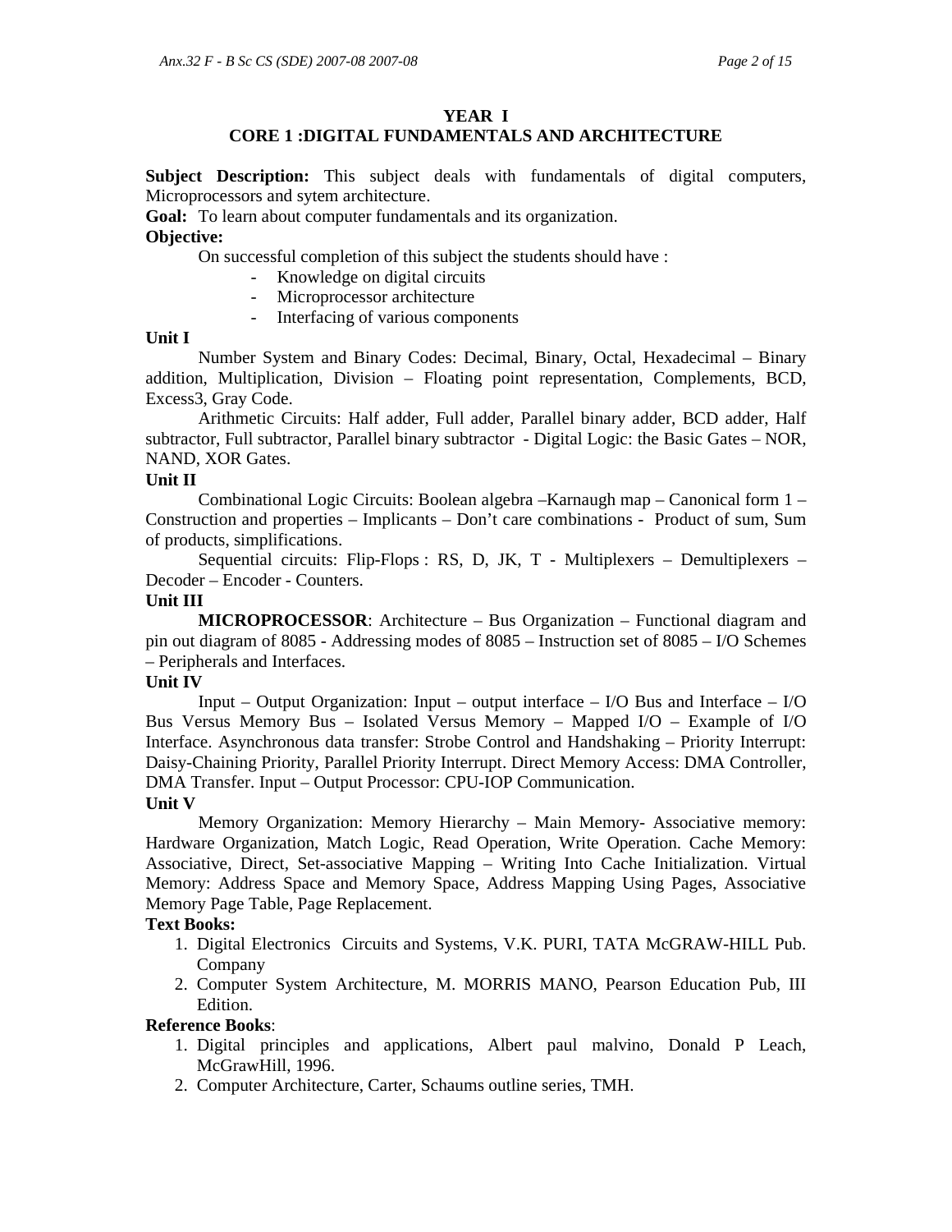## YEAR I

## CORE 1 :DIGITAL FUNDAMENTALS AND ARCHITECTURE

**Subject Description:** This subject deals with fundamentals of digital computers, Microprocessors and sytem architecture.

**Goal:** To learn about computer fundamentals and its organization.

**Objective:**

On successful completion of this subject the students should have :

- Knowledge on digital circuits
- Microprocessor architecture
- Interfacing of various components

**Unit I**

Number System and Binary Codes: Decimal, Binary, Octal, Hexadecimal – Binary addition, Multiplication, Division – Floating point representation, Complements, BCD, Excess3, Gray Code.

Arithmetic Circuits: Half adder, Full adder, Parallel binary adder, BCD adder, Half subtractor, Full subtractor, Parallel binary subtractor - Digital Logic: the Basic Gates – NOR, NAND, XOR Gates.

**Unit II**

Combinational Logic Circuits: Boolean algebra –Karnaugh map – Canonical form 1 – Construction and properties – Implicants – Don't care combinations - Product of sum, Sum of products, simplifications.

Sequential circuits: Flip-Flops : RS, D, JK, T - Multiplexers – Demultiplexers – Decoder – Encoder - Counters.

**Unit III**

**MICROPROCESSOR**: Architecture – Bus Organization – Functional diagram and pin out diagram of 8085 - Addressing modes of 8085 – Instruction set of 8085 – I/O Schemes – Peripherals and Interfaces.

**Unit IV**

Input – Output Organization: Input – output interface – I/O Bus and Interface – I/O Bus Versus Memory Bus – Isolated Versus Memory – Mapped I/O – Example of I/O Interface. Asynchronous data transfer: Strobe Control and Handshaking – Priority Interrupt: Daisy-Chaining Priority, Parallel Priority Interrupt. Direct Memory Access: DMA Controller, DMA Transfer. Input – Output Processor: CPU-IOP Communication.

**Unit V**

Memory Organization: Memory Hierarchy – Main Memory- Associative memory: Hardware Organization, Match Logic, Read Operation, Write Operation. Cache Memory: Associative, Direct, Set-associative Mapping – Writing Into Cache Initialization. Virtual Memory: Address Space and Memory Space, Address Mapping Using Pages, Associative Memory Page Table, Page Replacement.

**Text Books:**

1. Digital Electronics Circuits and Systems, V.K. PURI, TATA McGRAW-HILL Pub. Company
2. Computer System Architecture, M. MORRIS MANO, Pearson Education Pub, III Edition.

**Reference Books**:

1. Digital principles and applications, Albert paul malvino, Donald P Leach, McGrawHill, 1996.
2. Computer Architecture, Carter, Schaums outline series, TMH.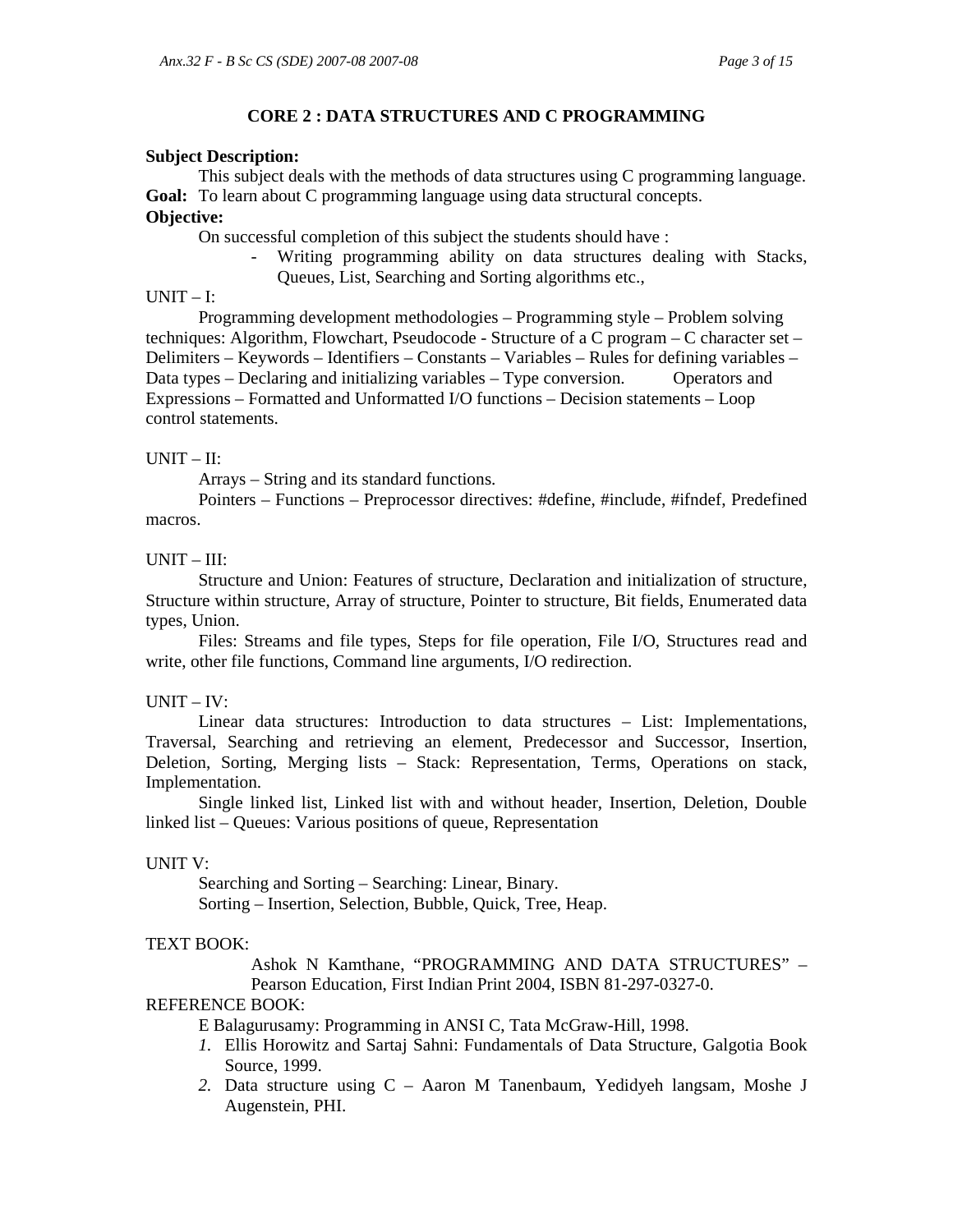## CORE 2 : DATA STRUCTURES AND C PROGRAMMING

**Subject Description:**

This subject deals with the methods of data structures using C programming language.

**Goal:** To learn about C programming language using data structural concepts.

**Objective:**

On successful completion of this subject the students should have :

- Writing programming ability on data structures dealing with Stacks, Queues, List, Searching and Sorting algorithms etc.,

UNIT – I:

Programming development methodologies – Programming style – Problem solving techniques: Algorithm, Flowchart, Pseudocode - Structure of a C program – C character set – Delimiters – Keywords – Identifiers – Constants – Variables – Rules for defining variables – Data types – Declaring and initializing variables – Type conversion. Operators and Expressions – Formatted and Unformatted I/O functions – Decision statements – Loop control statements.

UNIT – II:

Arrays – String and its standard functions.

Pointers – Functions – Preprocessor directives: #define, #include, #ifndef, Predefined macros.

UNIT – III:

Structure and Union: Features of structure, Declaration and initialization of structure, Structure within structure, Array of structure, Pointer to structure, Bit fields, Enumerated data types, Union.

Files: Streams and file types, Steps for file operation, File I/O, Structures read and write, other file functions, Command line arguments, I/O redirection.

UNIT – IV:

Linear data structures: Introduction to data structures – List: Implementations, Traversal, Searching and retrieving an element, Predecessor and Successor, Insertion, Deletion, Sorting, Merging lists – Stack: Representation, Terms, Operations on stack, Implementation.

Single linked list, Linked list with and without header, Insertion, Deletion, Double linked list – Queues: Various positions of queue, Representation

UNIT V:

Searching and Sorting – Searching: Linear, Binary.

Sorting – Insertion, Selection, Bubble, Quick, Tree, Heap.

TEXT BOOK:

Ashok N Kamthane, “PROGRAMMING AND DATA STRUCTURES” – Pearson Education, First Indian Print 2004, ISBN 81-297-0327-0.

REFERENCE BOOK:

E Balagurusamy: Programming in ANSI C, Tata McGraw-Hill, 1998.

1. Ellis Horowitz and Sartaj Sahni: Fundamentals of Data Structure, Galgotia Book Source, 1999.
2. Data structure using C – Aaron M Tanenbaum, Yedidyeh langsam, Moshe J Augenstein, PHI.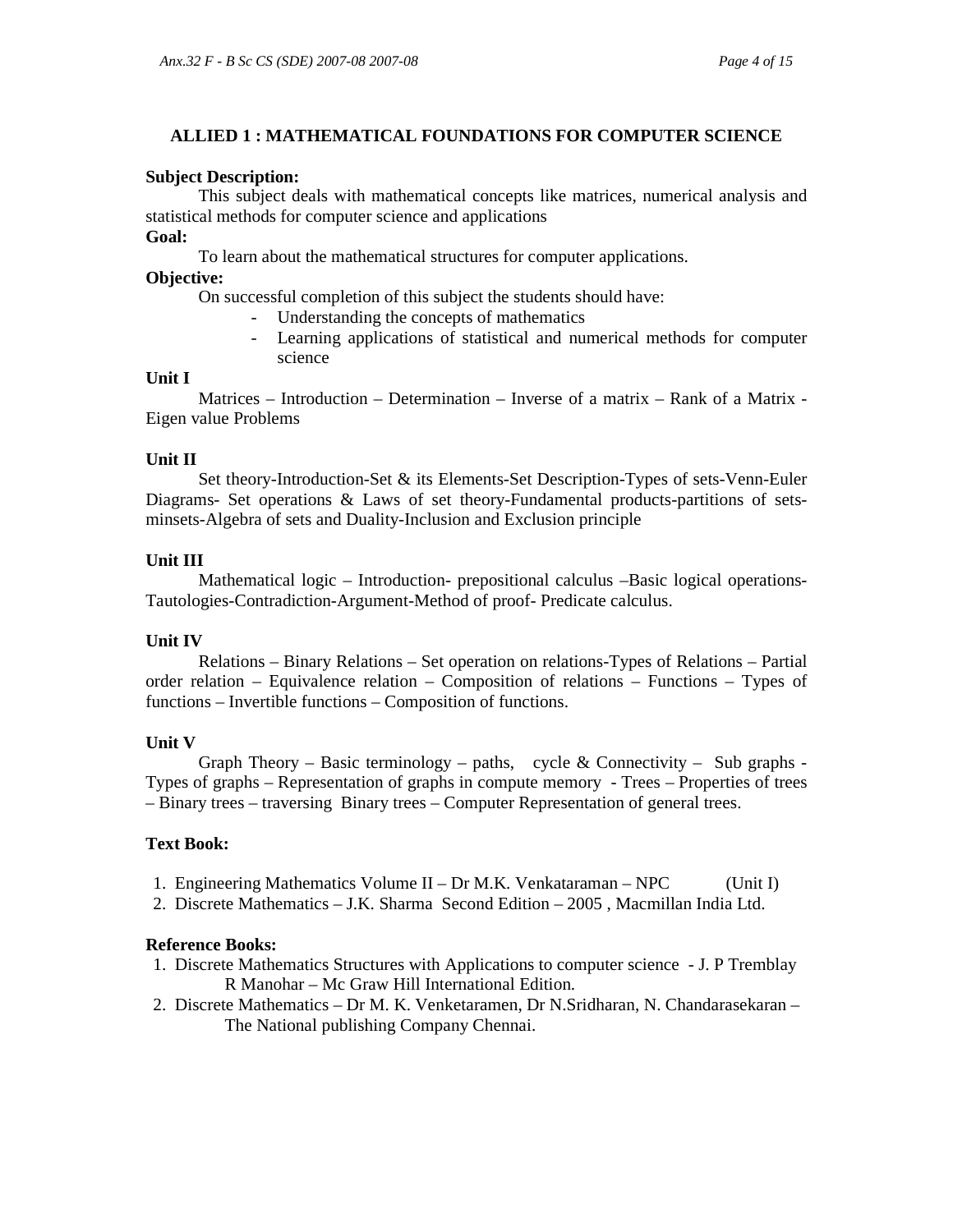## ALLIED 1 : MATHEMATICAL FOUNDATIONS FOR COMPUTER SCIENCE

**Subject Description:**

This subject deals with mathematical concepts like matrices, numerical analysis and statistical methods for computer science and applications

**Goal:**

To learn about the mathematical structures for computer applications.

**Objective:**

On successful completion of this subject the students should have:

- Understanding the concepts of mathematics
- Learning applications of statistical and numerical methods for computer science

**Unit I**

Matrices – Introduction – Determination – Inverse of a matrix – Rank of a Matrix - Eigen value Problems

**Unit II**

Set theory-Introduction-Set & its Elements-Set Description-Types of sets-Venn-Euler Diagrams- Set operations & Laws of set theory-Fundamental products-partitions of sets-minsets-Algebra of sets and Duality-Inclusion and Exclusion principle

**Unit III**

Mathematical logic – Introduction- prepositional calculus –Basic logical operations-Tautologies-Contradiction-Argument-Method of proof- Predicate calculus.

**Unit IV**

Relations – Binary Relations – Set operation on relations-Types of Relations – Partial order relation – Equivalence relation – Composition of relations – Functions – Types of functions – Invertible functions – Composition of functions.

**Unit V**

Graph Theory – Basic terminology – paths, cycle & Connectivity – Sub graphs - Types of graphs – Representation of graphs in compute memory - Trees – Properties of trees – Binary trees – traversing Binary trees – Computer Representation of general trees.

**Text Book:**

1. Engineering Mathematics Volume II – Dr M.K. Venkataraman – NPC (Unit I)
2. Discrete Mathematics – J.K. Sharma Second Edition – 2005 , Macmillan India Ltd.

**Reference Books:**

1. Discrete Mathematics Structures with Applications to computer science - J. P Tremblay R Manohar – Mc Graw Hill International Edition.
2. Discrete Mathematics – Dr M. K. Venketaramen, Dr N.Sridharan, N. Chandarasekaran – The National publishing Company Chennai.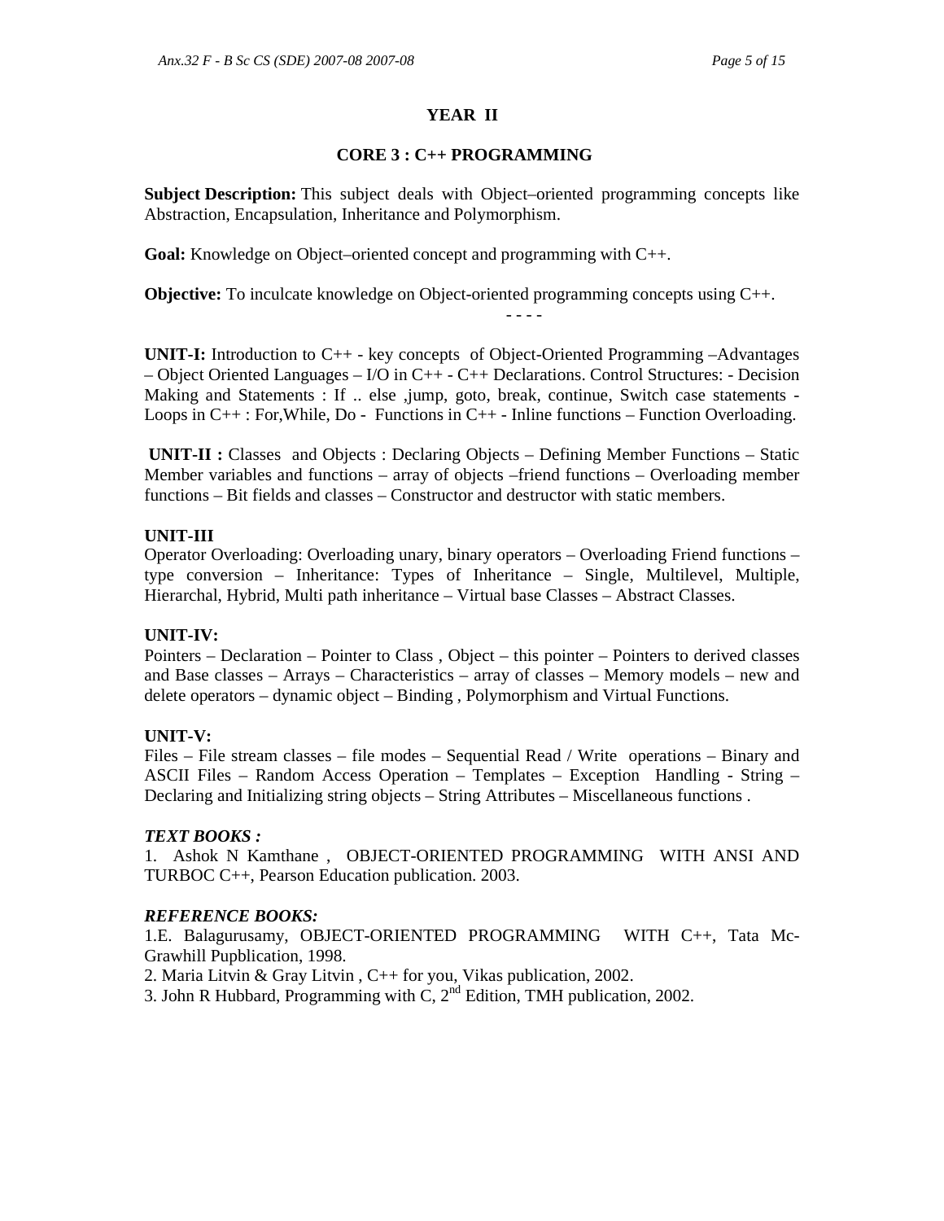## YEAR II

### CORE 3 : C++ PROGRAMMING

**Subject Description:** This subject deals with Object–oriented programming concepts like Abstraction, Encapsulation, Inheritance and Polymorphism.

**Goal:** Knowledge on Object–oriented concept and programming with C++.

**Objective:** To inculcate knowledge on Object-oriented programming concepts using C++.

- - - -

**UNIT-I:** Introduction to C++ - key concepts of Object-Oriented Programming –Advantages – Object Oriented Languages – I/O in C++ - C++ Declarations. Control Structures: - Decision Making and Statements : If .. else ,jump, goto, break, continue, Switch case statements - Loops in C++ : For,While, Do - Functions in C++ - Inline functions – Function Overloading.

**UNIT-II :** Classes and Objects : Declaring Objects – Defining Member Functions – Static Member variables and functions – array of objects –friend functions – Overloading member functions – Bit fields and classes – Constructor and destructor with static members.

**UNIT-III**

Operator Overloading: Overloading unary, binary operators – Overloading Friend functions – type conversion – Inheritance: Types of Inheritance – Single, Multilevel, Multiple, Hierarchal, Hybrid, Multi path inheritance – Virtual base Classes – Abstract Classes.

**UNIT-IV:**

Pointers – Declaration – Pointer to Class , Object – this pointer – Pointers to derived classes and Base classes – Arrays – Characteristics – array of classes – Memory models – new and delete operators – dynamic object – Binding , Polymorphism and Virtual Functions.

**UNIT-V:**

Files – File stream classes – file modes – Sequential Read / Write operations – Binary and ASCII Files – Random Access Operation – Templates – Exception Handling - String – Declaring and Initializing string objects – String Attributes – Miscellaneous functions .

***TEXT BOOKS :***

1. Ashok N Kamthane , OBJECT-ORIENTED PROGRAMMING WITH ANSI AND TURBOC C++, Pearson Education publication. 2003.

***REFERENCE BOOKS:***

1. E. Balagurusamy, OBJECT-ORIENTED PROGRAMMING WITH C++, Tata Mc-Grawhill Pupblication, 1998.
2. Maria Litvin & Gray Litvin , C++ for you, Vikas publication, 2002.
3. John R Hubbard, Programming with C, 2nd Edition, TMH publication, 2002.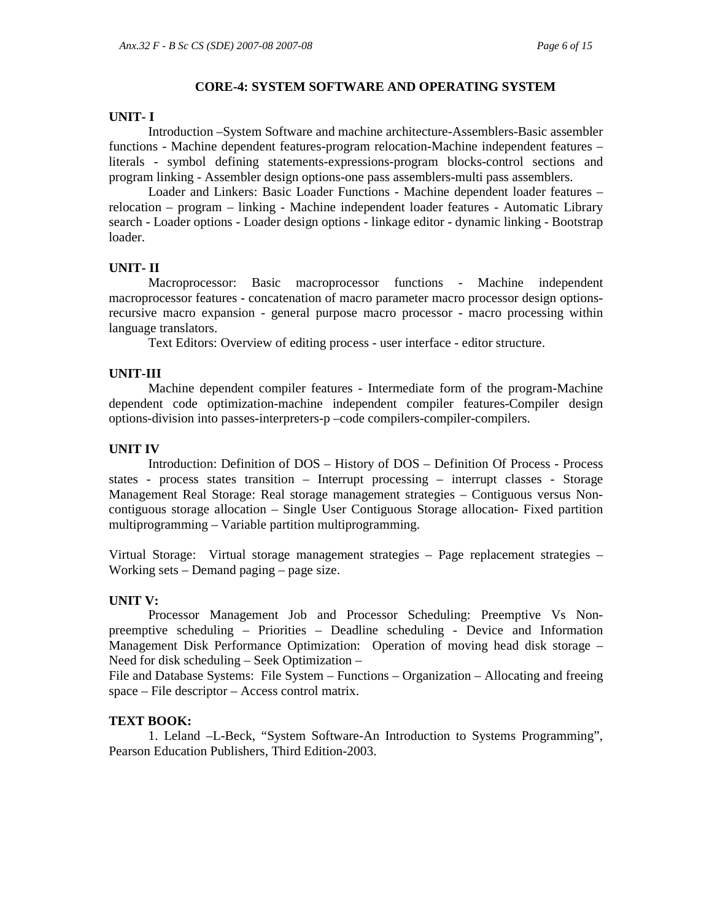## CORE-4: SYSTEM SOFTWARE AND OPERATING SYSTEM

**UNIT- I**

Introduction –System Software and machine architecture-Assemblers-Basic assembler functions - Machine dependent features-program relocation-Machine independent features – literals - symbol defining statements-expressions-program blocks-control sections and program linking - Assembler design options-one pass assemblers-multi pass assemblers.

Loader and Linkers: Basic Loader Functions - Machine dependent loader features – relocation – program – linking - Machine independent loader features - Automatic Library search - Loader options - Loader design options - linkage editor - dynamic linking - Bootstrap loader.

**UNIT- II**

Macroprocessor: Basic macroprocessor functions - Machine independent macroprocessor features - concatenation of macro parameter macro processor design options-recursive macro expansion - general purpose macro processor - macro processing within language translators.

Text Editors: Overview of editing process - user interface - editor structure.

**UNIT-III**

Machine dependent compiler features - Intermediate form of the program-Machine dependent code optimization-machine independent compiler features-Compiler design options-division into passes-interpreters-p –code compilers-compiler-compilers.

**UNIT IV**

Introduction: Definition of DOS – History of DOS – Definition Of Process - Process states - process states transition – Interrupt processing – interrupt classes - Storage Management Real Storage: Real storage management strategies – Contiguous versus Non-contiguous storage allocation – Single User Contiguous Storage allocation- Fixed partition multiprogramming – Variable partition multiprogramming.

Virtual Storage: Virtual storage management strategies – Page replacement strategies – Working sets – Demand paging – page size.

**UNIT V:**

Processor Management Job and Processor Scheduling: Preemptive Vs Non-preemptive scheduling – Priorities – Deadline scheduling - Device and Information Management Disk Performance Optimization: Operation of moving head disk storage – Need for disk scheduling – Seek Optimization –

File and Database Systems: File System – Functions – Organization – Allocating and freeing space – File descriptor – Access control matrix.

**TEXT BOOK:**

1. Leland –L-Beck, "System Software-An Introduction to Systems Programming", Pearson Education Publishers, Third Edition-2003.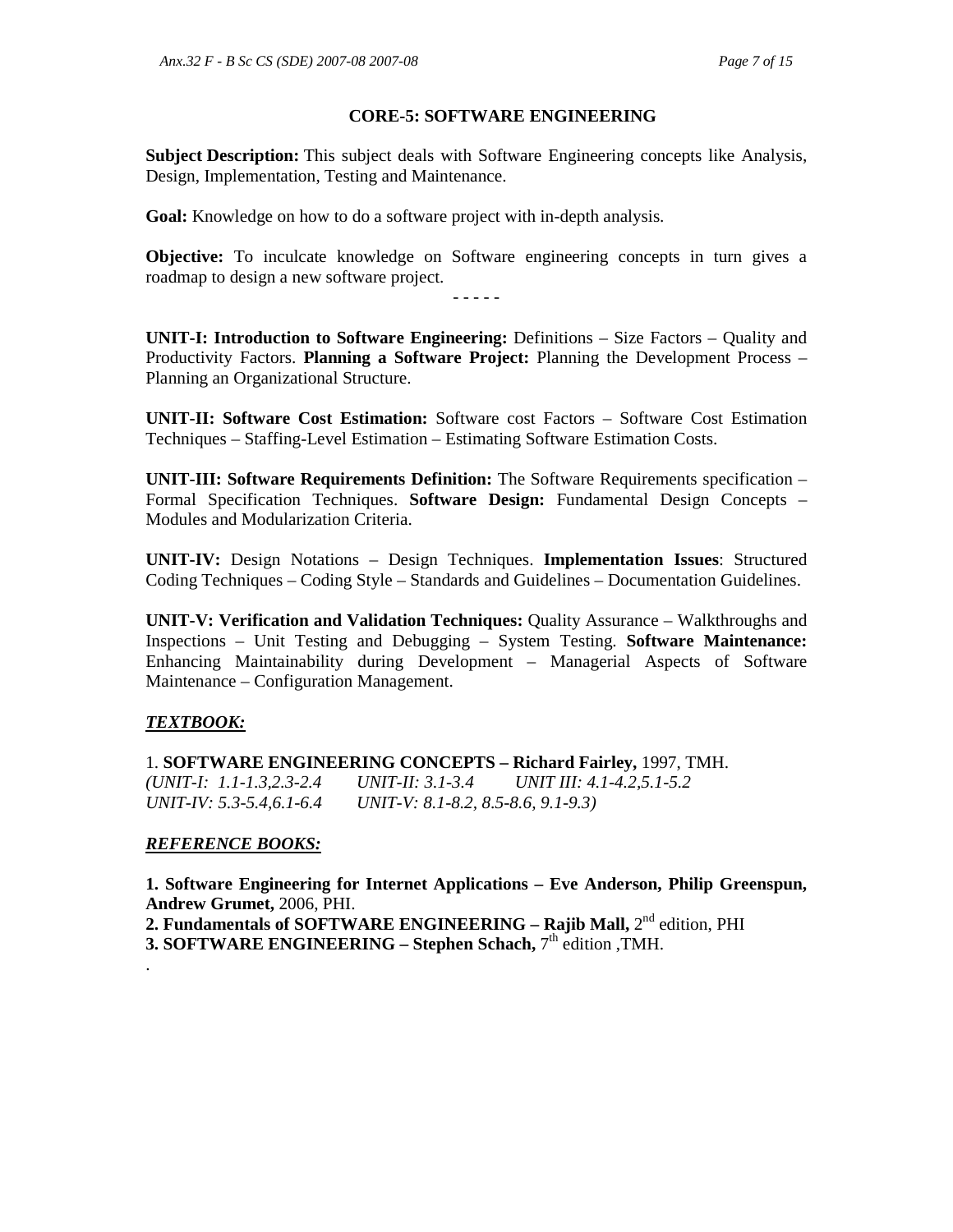## CORE-5: SOFTWARE ENGINEERING

**Subject Description:** This subject deals with Software Engineering concepts like Analysis, Design, Implementation, Testing and Maintenance.

**Goal:** Knowledge on how to do a software project with in-depth analysis.

**Objective:** To inculcate knowledge on Software engineering concepts in turn gives a roadmap to design a new software project.

\- - - - -

**UNIT-I: Introduction to Software Engineering:** Definitions – Size Factors – Quality and Productivity Factors. **Planning a Software Project:** Planning the Development Process – Planning an Organizational Structure.

**UNIT-II: Software Cost Estimation:** Software cost Factors – Software Cost Estimation Techniques – Staffing-Level Estimation – Estimating Software Estimation Costs.

**UNIT-III: Software Requirements Definition:** The Software Requirements specification – Formal Specification Techniques. **Software Design:** Fundamental Design Concepts – Modules and Modularization Criteria.

**UNIT-IV:** Design Notations – Design Techniques. **Implementation Issues**: Structured Coding Techniques – Coding Style – Standards and Guidelines – Documentation Guidelines.

**UNIT-V: Verification and Validation Techniques:** Quality Assurance – Walkthroughs and Inspections – Unit Testing and Debugging – System Testing. **Software Maintenance:** Enhancing Maintainability during Development – Managerial Aspects of Software Maintenance – Configuration Management.

***TEXTBOOK:***

1. **SOFTWARE ENGINEERING CONCEPTS – Richard Fairley,** 1997, TMH.
*(UNIT-I: 1.1-1.3,2.3-2.4 UNIT-II: 3.1-3.4 UNIT III: 4.1-4.2,5.1-5.2 UNIT-IV: 5.3-5.4,6.1-6.4 UNIT-V: 8.1-8.2, 8.5-8.6, 9.1-9.3)*

***REFERENCE BOOKS:***

1. **Software Engineering for Internet Applications – Eve Anderson, Philip Greenspun, Andrew Grumet,** 2006, PHI.
2. **Fundamentals of SOFTWARE ENGINEERING – Rajib Mall,** 2nd edition, PHI
3. **SOFTWARE ENGINEERING – Stephen Schach,** 7th edition ,TMH.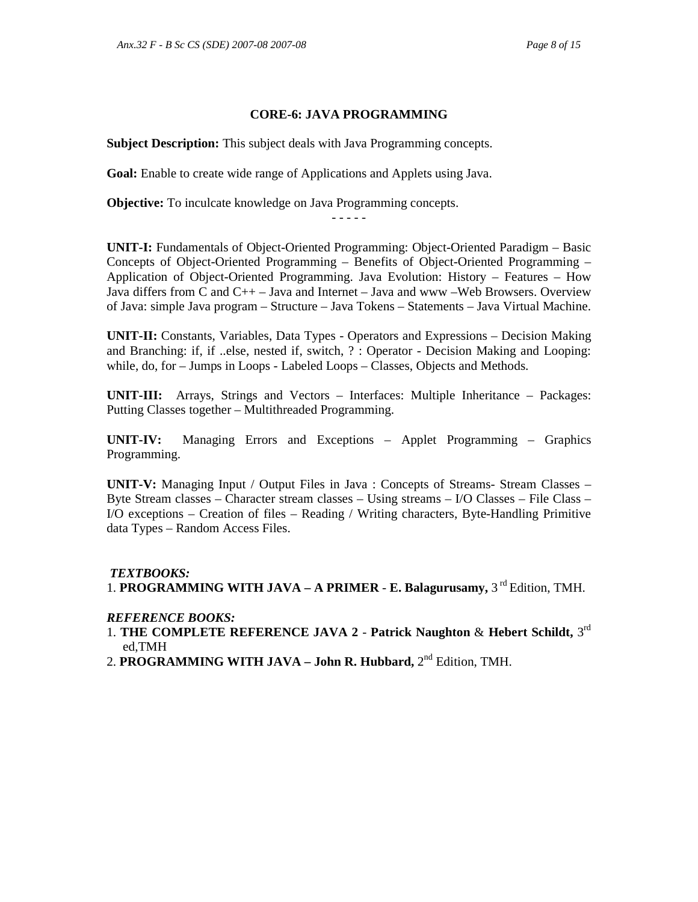## CORE-6: JAVA PROGRAMMING

**Subject Description:** This subject deals with Java Programming concepts.

**Goal:** Enable to create wide range of Applications and Applets using Java.

**Objective:** To inculcate knowledge on Java Programming concepts.

- - - - -

**UNIT-I:** Fundamentals of Object-Oriented Programming: Object-Oriented Paradigm – Basic Concepts of Object-Oriented Programming – Benefits of Object-Oriented Programming – Application of Object-Oriented Programming. Java Evolution: History – Features – How Java differs from C and C++ – Java and Internet – Java and www –Web Browsers. Overview of Java: simple Java program – Structure – Java Tokens – Statements – Java Virtual Machine.

**UNIT-II:** Constants, Variables, Data Types - Operators and Expressions – Decision Making and Branching: if, if ..else, nested if, switch, ? : Operator - Decision Making and Looping: while, do, for – Jumps in Loops - Labeled Loops – Classes, Objects and Methods.

**UNIT-III:** Arrays, Strings and Vectors – Interfaces: Multiple Inheritance – Packages: Putting Classes together – Multithreaded Programming.

**UNIT-IV:** Managing Errors and Exceptions – Applet Programming – Graphics Programming.

**UNIT-V:** Managing Input / Output Files in Java : Concepts of Streams- Stream Classes – Byte Stream classes – Character stream classes – Using streams – I/O Classes – File Class – I/O exceptions – Creation of files – Reading / Writing characters, Byte-Handling Primitive data Types – Random Access Files.

***TEXTBOOKS:***

1. **PROGRAMMING WITH JAVA – A PRIMER** - **E. Balagurusamy,** 3rd Edition, TMH.

***REFERENCE BOOKS:***

1. **THE COMPLETE REFERENCE JAVA 2** - **Patrick Naughton** & **Hebert Schildt,** 3rd ed,TMH
2. **PROGRAMMING WITH JAVA – John R. Hubbard,** 2nd Edition, TMH.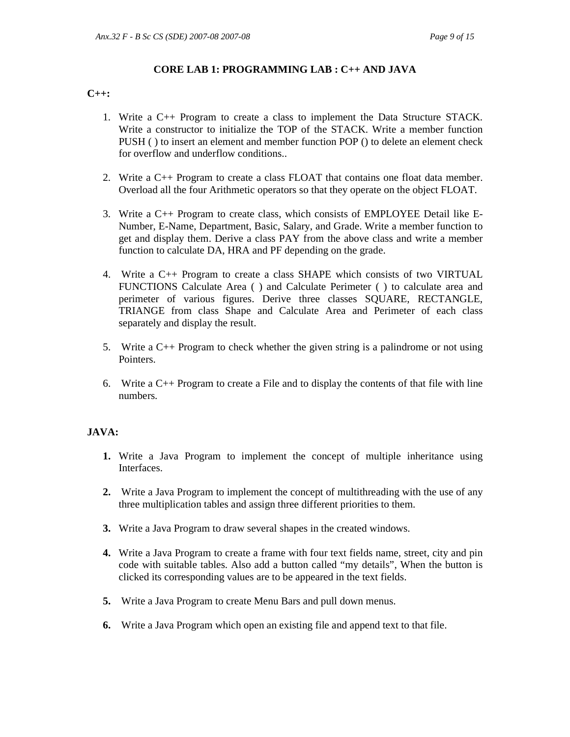## CORE LAB 1: PROGRAMMING LAB : C++ AND JAVA

**C++:**

1. Write a C++ Program to create a class to implement the Data Structure STACK. Write a constructor to initialize the TOP of the STACK. Write a member function PUSH ( ) to insert an element and member function POP () to delete an element check for overflow and underflow conditions..

2. Write a C++ Program to create a class FLOAT that contains one float data member. Overload all the four Arithmetic operators so that they operate on the object FLOAT.

3. Write a C++ Program to create class, which consists of EMPLOYEE Detail like E-Number, E-Name, Department, Basic, Salary, and Grade. Write a member function to get and display them. Derive a class PAY from the above class and write a member function to calculate DA, HRA and PF depending on the grade.

4. Write a C++ Program to create a class SHAPE which consists of two VIRTUAL FUNCTIONS Calculate Area ( ) and Calculate Perimeter ( ) to calculate area and perimeter of various figures. Derive three classes SQUARE, RECTANGLE, TRIANGE from class Shape and Calculate Area and Perimeter of each class separately and display the result.

5. Write a C++ Program to check whether the given string is a palindrome or not using Pointers.

6. Write a C++ Program to create a File and to display the contents of that file with line numbers.

**JAVA:**

1. Write a Java Program to implement the concept of multiple inheritance using Interfaces.

2. Write a Java Program to implement the concept of multithreading with the use of any three multiplication tables and assign three different priorities to them.

3. Write a Java Program to draw several shapes in the created windows.

4. Write a Java Program to create a frame with four text fields name, street, city and pin code with suitable tables. Also add a button called "my details", When the button is clicked its corresponding values are to be appeared in the text fields.

5. Write a Java Program to create Menu Bars and pull down menus.

6. Write a Java Program which open an existing file and append text to that file.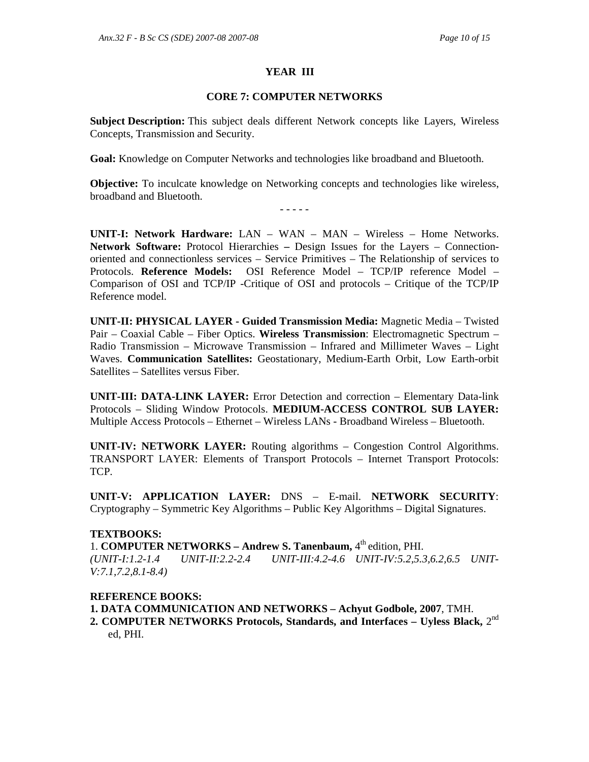## YEAR III

### CORE 7: COMPUTER NETWORKS

**Subject Description:** This subject deals different Network concepts like Layers, Wireless Concepts, Transmission and Security.

**Goal:** Knowledge on Computer Networks and technologies like broadband and Bluetooth.

**Objective:** To inculcate knowledge on Networking concepts and technologies like wireless, broadband and Bluetooth.

- - - - -

**UNIT-I: Network Hardware:** LAN – WAN – MAN – Wireless – Home Networks. **Network Software:** Protocol Hierarchies **–** Design Issues for the Layers – Connection-oriented and connectionless services – Service Primitives – The Relationship of services to Protocols. **Reference Models:** OSI Reference Model – TCP/IP reference Model – Comparison of OSI and TCP/IP -Critique of OSI and protocols – Critique of the TCP/IP Reference model.

**UNIT-II: PHYSICAL LAYER - Guided Transmission Media:** Magnetic Media – Twisted Pair – Coaxial Cable – Fiber Optics. **Wireless Transmission**: Electromagnetic Spectrum – Radio Transmission – Microwave Transmission – Infrared and Millimeter Waves – Light Waves. **Communication Satellites:** Geostationary, Medium-Earth Orbit, Low Earth-orbit Satellites – Satellites versus Fiber.

**UNIT-III: DATA-LINK LAYER:** Error Detection and correction – Elementary Data-link Protocols – Sliding Window Protocols. **MEDIUM-ACCESS CONTROL SUB LAYER:** Multiple Access Protocols – Ethernet – Wireless LANs - Broadband Wireless – Bluetooth.

**UNIT-IV: NETWORK LAYER:** Routing algorithms – Congestion Control Algorithms. TRANSPORT LAYER: Elements of Transport Protocols – Internet Transport Protocols: TCP.

**UNIT-V: APPLICATION LAYER:** DNS – E-mail. **NETWORK SECURITY**: Cryptography – Symmetric Key Algorithms – Public Key Algorithms – Digital Signatures.

**TEXTBOOKS:**

1. **COMPUTER NETWORKS – Andrew S. Tanenbaum,** 4th edition, PHI.
*(UNIT-I:1.2-1.4 UNIT-II:2.2-2.4 UNIT-III:4.2-4.6 UNIT-IV:5.2,5.3,6.2,6.5 UNIT-V:7.1,7.2,8.1-8.4)*

**REFERENCE BOOKS:**

1. **DATA COMMUNICATION AND NETWORKS – Achyut Godbole, 2007**, TMH.
2. **COMPUTER NETWORKS Protocols, Standards, and Interfaces – Uyless Black,** 2nd ed, PHI.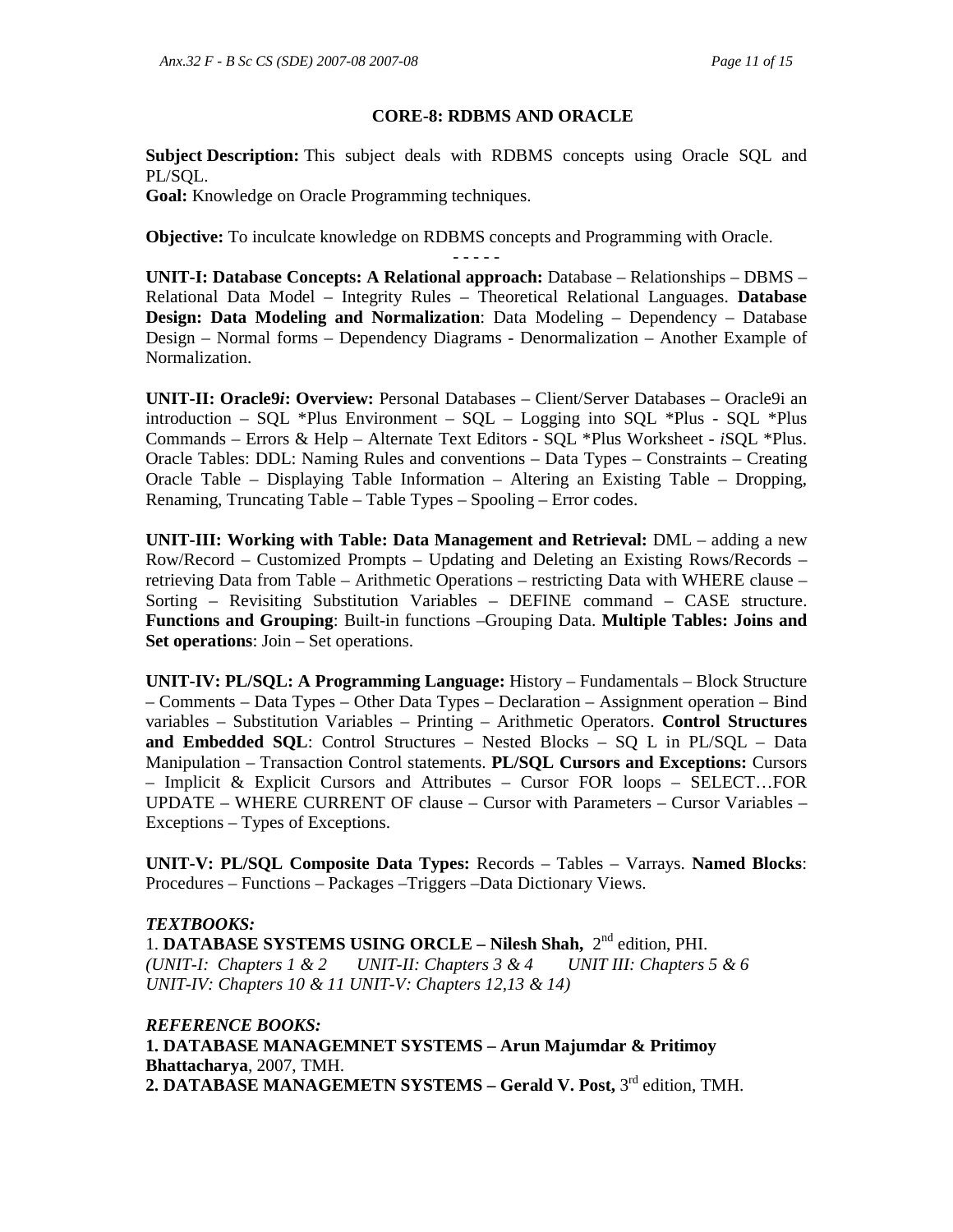## CORE-8: RDBMS AND ORACLE

**Subject Description:** This subject deals with RDBMS concepts using Oracle SQL and PL/SQL.
**Goal:** Knowledge on Oracle Programming techniques.

**Objective:** To inculcate knowledge on RDBMS concepts and Programming with Oracle.

\- - - - -

**UNIT-I: Database Concepts: A Relational approach:** Database – Relationships – DBMS – Relational Data Model – Integrity Rules – Theoretical Relational Languages. **Database Design: Data Modeling and Normalization**: Data Modeling – Dependency – Database Design – Normal forms – Dependency Diagrams - Denormalization – Another Example of Normalization.

**UNIT-II: Oracle9*i*: Overview:** Personal Databases – Client/Server Databases – Oracle9i an introduction – SQL *Plus Environment – SQL – Logging into SQL *Plus - SQL *Plus Commands – Errors & Help – Alternate Text Editors - SQL *Plus Worksheet - *i*SQL *Plus. Oracle Tables: DDL: Naming Rules and conventions – Data Types – Constraints – Creating Oracle Table – Displaying Table Information – Altering an Existing Table – Dropping, Renaming, Truncating Table – Table Types – Spooling – Error codes.

**UNIT-III: Working with Table: Data Management and Retrieval:** DML – adding a new Row/Record – Customized Prompts – Updating and Deleting an Existing Rows/Records – retrieving Data from Table – Arithmetic Operations – restricting Data with WHERE clause – Sorting – Revisiting Substitution Variables – DEFINE command – CASE structure. **Functions and Grouping**: Built-in functions –Grouping Data. **Multiple Tables: Joins and Set operations**: Join – Set operations.

**UNIT-IV: PL/SQL: A Programming Language:** History – Fundamentals – Block Structure – Comments – Data Types – Other Data Types – Declaration – Assignment operation – Bind variables – Substitution Variables – Printing – Arithmetic Operators. **Control Structures and Embedded SQL**: Control Structures – Nested Blocks – SQ L in PL/SQL – Data Manipulation – Transaction Control statements. **PL/SQL Cursors and Exceptions:** Cursors – Implicit & Explicit Cursors and Attributes – Cursor FOR loops – SELECT…FOR UPDATE – WHERE CURRENT OF clause – Cursor with Parameters – Cursor Variables – Exceptions – Types of Exceptions.

**UNIT-V: PL/SQL Composite Data Types:** Records – Tables – Varrays. **Named Blocks**: Procedures – Functions – Packages –Triggers –Data Dictionary Views.

***TEXTBOOKS:***

1. **DATABASE SYSTEMS USING ORCLE – Nilesh Shah,** 2nd edition, PHI.
*(UNIT-I: Chapters 1 & 2 UNIT-II: Chapters 3 & 4 UNIT III: Chapters 5 & 6 UNIT-IV: Chapters 10 & 11 UNIT-V: Chapters 12,13 & 14)*

***REFERENCE BOOKS:***

1. **DATABASE MANAGEMNET SYSTEMS – Arun Majumdar & Pritimoy Bhattacharya**, 2007, TMH.
2. **DATABASE MANAGEMETN SYSTEMS – Gerald V. Post,** 3rd edition, TMH.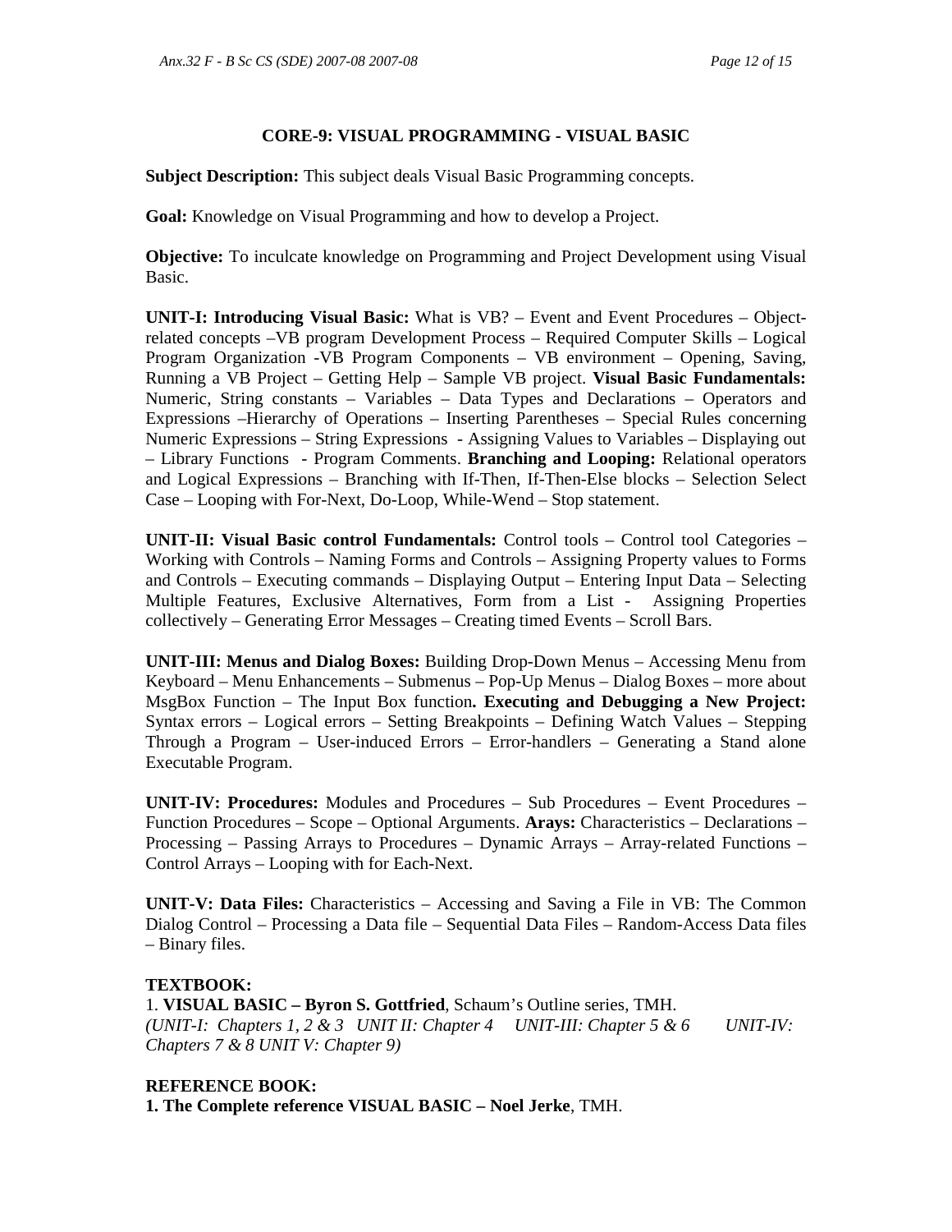## CORE-9: VISUAL PROGRAMMING - VISUAL BASIC

**Subject Description:** This subject deals Visual Basic Programming concepts.

**Goal:** Knowledge on Visual Programming and how to develop a Project.

**Objective:** To inculcate knowledge on Programming and Project Development using Visual Basic.

**UNIT-I: Introducing Visual Basic:** What is VB? – Event and Event Procedures – Object-related concepts –VB program Development Process – Required Computer Skills – Logical Program Organization -VB Program Components – VB environment – Opening, Saving, Running a VB Project – Getting Help – Sample VB project. **Visual Basic Fundamentals:** Numeric, String constants – Variables – Data Types and Declarations – Operators and Expressions –Hierarchy of Operations – Inserting Parentheses – Special Rules concerning Numeric Expressions – String Expressions - Assigning Values to Variables – Displaying out – Library Functions - Program Comments. **Branching and Looping:** Relational operators and Logical Expressions – Branching with If-Then, If-Then-Else blocks – Selection Select Case – Looping with For-Next, Do-Loop, While-Wend – Stop statement.

**UNIT-II: Visual Basic control Fundamentals:** Control tools – Control tool Categories – Working with Controls – Naming Forms and Controls – Assigning Property values to Forms and Controls – Executing commands – Displaying Output – Entering Input Data – Selecting Multiple Features, Exclusive Alternatives, Form from a List - Assigning Properties collectively – Generating Error Messages – Creating timed Events – Scroll Bars.

**UNIT-III: Menus and Dialog Boxes:** Building Drop-Down Menus – Accessing Menu from Keyboard – Menu Enhancements – Submenus – Pop-Up Menus – Dialog Boxes – more about MsgBox Function – The Input Box function**. Executing and Debugging a New Project:** Syntax errors – Logical errors – Setting Breakpoints – Defining Watch Values – Stepping Through a Program – User-induced Errors – Error-handlers – Generating a Stand alone Executable Program.

**UNIT-IV: Procedures:** Modules and Procedures – Sub Procedures – Event Procedures – Function Procedures – Scope – Optional Arguments. **Arays:** Characteristics – Declarations – Processing – Passing Arrays to Procedures – Dynamic Arrays – Array-related Functions – Control Arrays – Looping with for Each-Next.

**UNIT-V: Data Files:** Characteristics – Accessing and Saving a File in VB: The Common Dialog Control – Processing a Data file – Sequential Data Files – Random-Access Data files – Binary files.

**TEXTBOOK:**

1. **VISUAL BASIC – Byron S. Gottfried**, Schaum's Outline series, TMH.
*(UNIT-I: Chapters 1, 2 & 3 UNIT II: Chapter 4 UNIT-III: Chapter 5 & 6 UNIT-IV: Chapters 7 & 8 UNIT V: Chapter 9)*

**REFERENCE BOOK:**

**1. The Complete reference VISUAL BASIC – Noel Jerke**, TMH.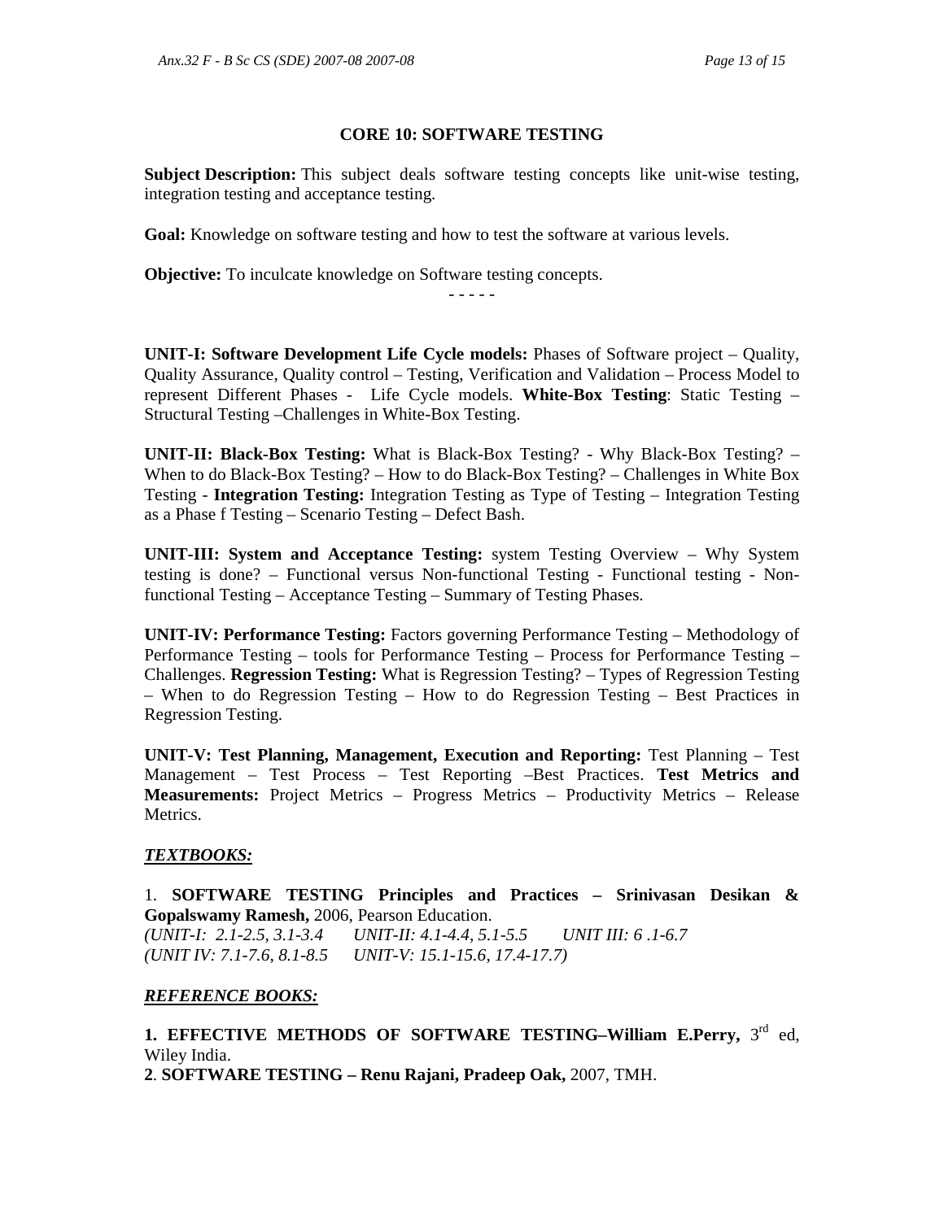## CORE 10: SOFTWARE TESTING

**Subject Description:** This subject deals software testing concepts like unit-wise testing, integration testing and acceptance testing.

**Goal:** Knowledge on software testing and how to test the software at various levels.

**Objective:** To inculcate knowledge on Software testing concepts.

- - - - -

**UNIT-I: Software Development Life Cycle models:** Phases of Software project – Quality, Quality Assurance, Quality control – Testing, Verification and Validation – Process Model to represent Different Phases - Life Cycle models. **White-Box Testing**: Static Testing – Structural Testing –Challenges in White-Box Testing.

**UNIT-II: Black-Box Testing:** What is Black-Box Testing? - Why Black-Box Testing? – When to do Black-Box Testing? – How to do Black-Box Testing? – Challenges in White Box Testing - **Integration Testing:** Integration Testing as Type of Testing – Integration Testing as a Phase f Testing – Scenario Testing – Defect Bash.

**UNIT-III: System and Acceptance Testing:** system Testing Overview – Why System testing is done? – Functional versus Non-functional Testing - Functional testing - Non-functional Testing – Acceptance Testing – Summary of Testing Phases.

**UNIT-IV: Performance Testing:** Factors governing Performance Testing – Methodology of Performance Testing – tools for Performance Testing – Process for Performance Testing – Challenges. **Regression Testing:** What is Regression Testing? – Types of Regression Testing – When to do Regression Testing – How to do Regression Testing – Best Practices in Regression Testing.

**UNIT-V: Test Planning, Management, Execution and Reporting:** Test Planning – Test Management – Test Process – Test Reporting –Best Practices. **Test Metrics and Measurements:** Project Metrics – Progress Metrics – Productivity Metrics – Release Metrics.

***TEXTBOOKS:***

1. **SOFTWARE TESTING Principles and Practices – Srinivasan Desikan & Gopalswamy Ramesh,** 2006, Pearson Education.
*(UNIT-I: 2.1-2.5, 3.1-3.4 UNIT-II: 4.1-4.4, 5.1-5.5 UNIT III: 6 .1-6.7*
*(UNIT IV: 7.1-7.6, 8.1-8.5 UNIT-V: 15.1-15.6, 17.4-17.7)*

***REFERENCE BOOKS:***

**1. EFFECTIVE METHODS OF SOFTWARE TESTING–William E.Perry,** 3rd ed, Wiley India.
**2**. **SOFTWARE TESTING – Renu Rajani, Pradeep Oak,** 2007, TMH.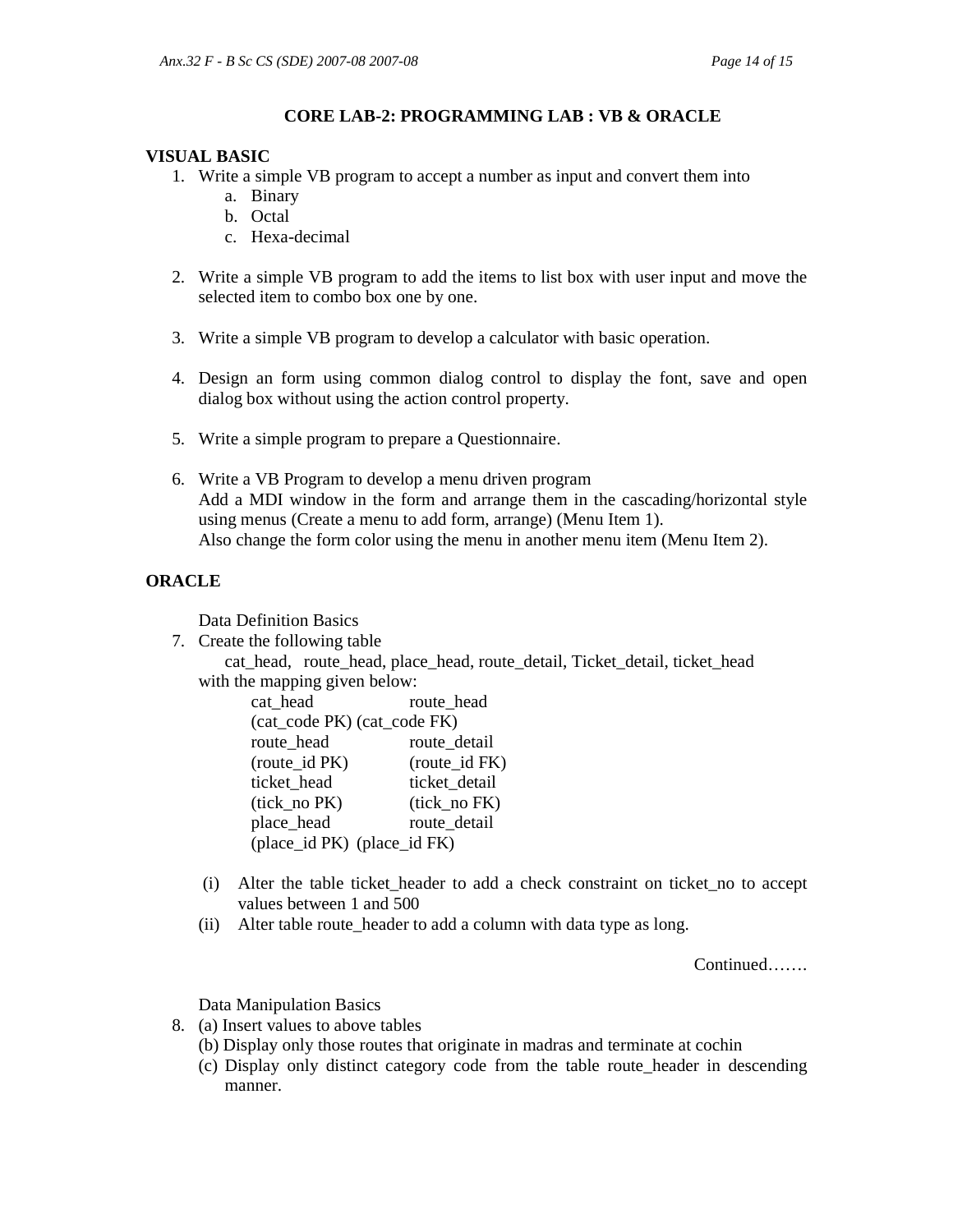## CORE LAB-2: PROGRAMMING LAB : VB & ORACLE

### VISUAL BASIC

1. Write a simple VB program to accept a number as input and convert them into
    a. Binary
    b. Octal
    c. Hexa-decimal

2. Write a simple VB program to add the items to list box with user input and move the selected item to combo box one by one.

3. Write a simple VB program to develop a calculator with basic operation.

4. Design an form using common dialog control to display the font, save and open dialog box without using the action control property.

5. Write a simple program to prepare a Questionnaire.

6. Write a VB Program to develop a menu driven program
   Add a MDI window in the form and arrange them in the cascading/horizontal style using menus (Create a menu to add form, arrange) (Menu Item 1).
   Also change the form color using the menu in another menu item (Menu Item 2).

### ORACLE

Data Definition Basics

7. Create the following table
   cat_head, route_head, place_head, route_detail, Ticket_detail, ticket_head
   with the mapping given below:

| | |
|---|---|
| cat_head | route_head |
| (cat_code PK) | (cat_code FK) |
| route_head | route_detail |
| (route_id PK) | (route_id FK) |
| ticket_head | ticket_detail |
| (tick_no PK) | (tick_no FK) |
| place_head | route_detail |
| (place_id PK) | (place_id FK) |

   (i) Alter the table ticket_header to add a check constraint on ticket_no to accept values between 1 and 500
   (ii) Alter table route_header to add a column with data type as long.

Continued…….

Data Manipulation Basics

8. (a) Insert values to above tables
   (b) Display only those routes that originate in madras and terminate at cochin
   (c) Display only distinct category code from the table route_header in descending manner.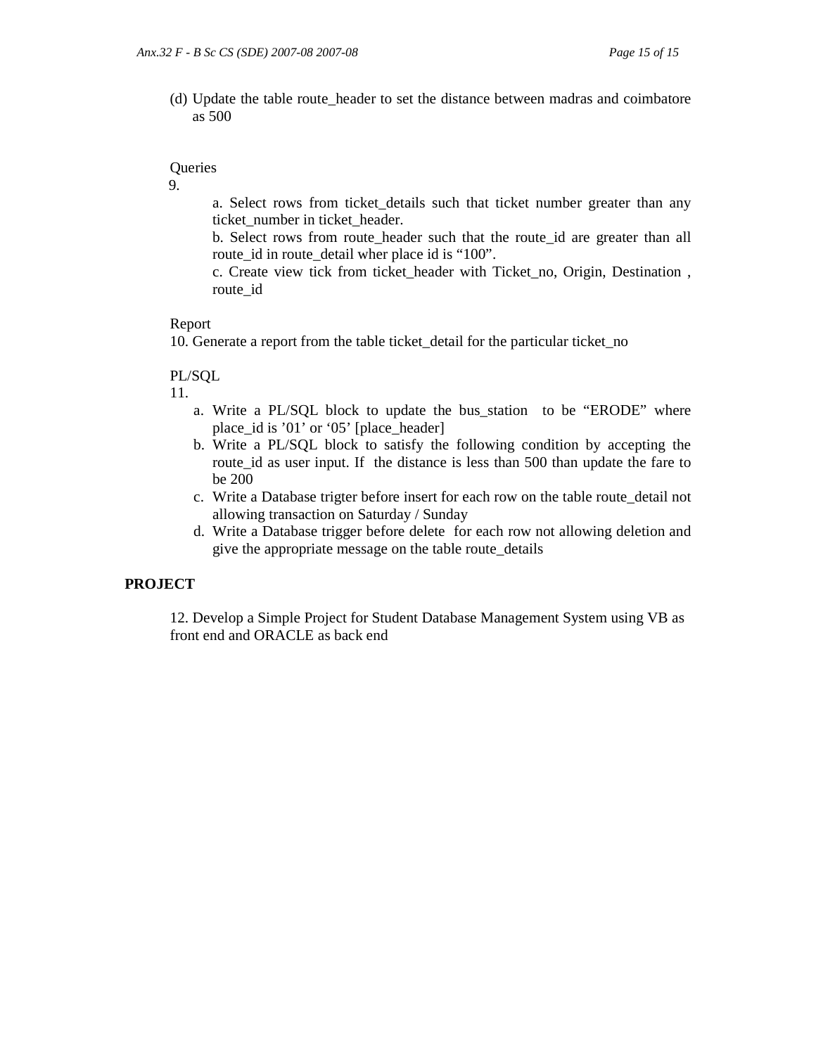(d) Update the table route_header to set the distance between madras and coimbatore as 500

Queries

9.

a. Select rows from ticket_details such that ticket number greater than any ticket_number in ticket_header.

b. Select rows from route_header such that the route_id are greater than all route_id in route_detail wher place id is “100”.

c. Create view tick from ticket_header with Ticket_no, Origin, Destination , route_id

Report

10. Generate a report from the table ticket_detail for the particular ticket_no

PL/SQL

11.

a. Write a PL/SQL block to update the bus_station to be “ERODE” where place_id is ’01’ or ‘05’ [place_header]
b. Write a PL/SQL block to satisfy the following condition by accepting the route_id as user input. If the distance is less than 500 than update the fare to be 200
c. Write a Database trigter before insert for each row on the table route_detail not allowing transaction on Saturday / Sunday
d. Write a Database trigger before delete for each row not allowing deletion and give the appropriate message on the table route_details

**PROJECT**

12. Develop a Simple Project for Student Database Management System using VB as front end and ORACLE as back end